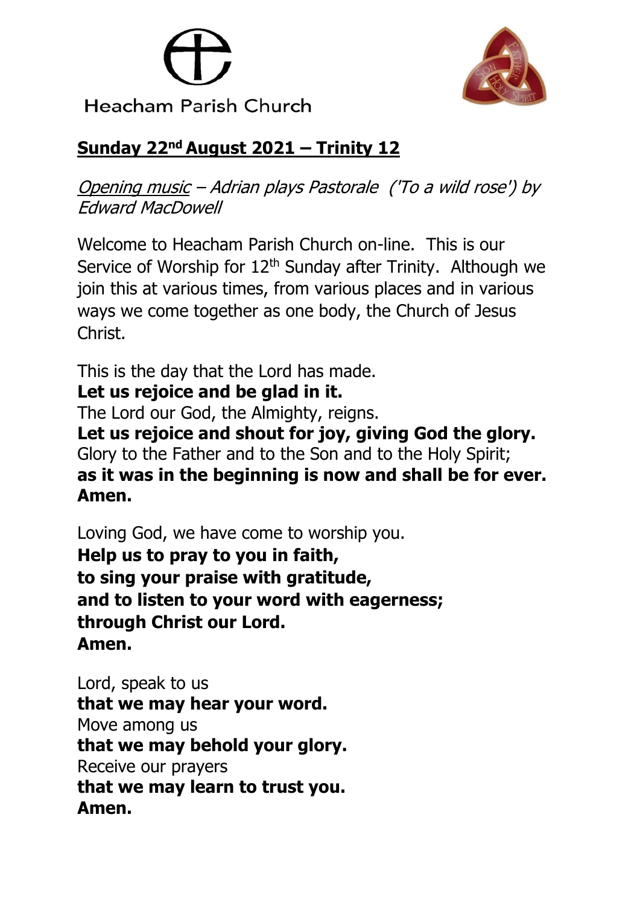Heacham Parish Church

## **Sunday 22nd August 2021 – Trinity 12**

*Opening music – Adrian plays Pastorale ('To a wild rose') by Edward MacDowell*

Welcome to Heacham Parish Church on-line. This is our Service of Worship for 12th Sunday after Trinity. Although we join this at various times, from various places and in various ways we come together as one body, the Church of Jesus Christ.

This is the day that the Lord has made.
**Let us rejoice and be glad in it.**
The Lord our God, the Almighty, reigns.
**Let us rejoice and shout for joy, giving God the glory.**
Glory to the Father and to the Son and to the Holy Spirit;
**as it was in the beginning is now and shall be for ever. Amen.**

Loving God, we have come to worship you.
**Help us to pray to you in faith,**
**to sing your praise with gratitude,**
**and to listen to your word with eagerness;**
**through Christ our Lord.**
**Amen.**

Lord, speak to us
**that we may hear your word.**
Move among us
**that we may behold your glory.**
Receive our prayers
**that we may learn to trust you.**
**Amen.**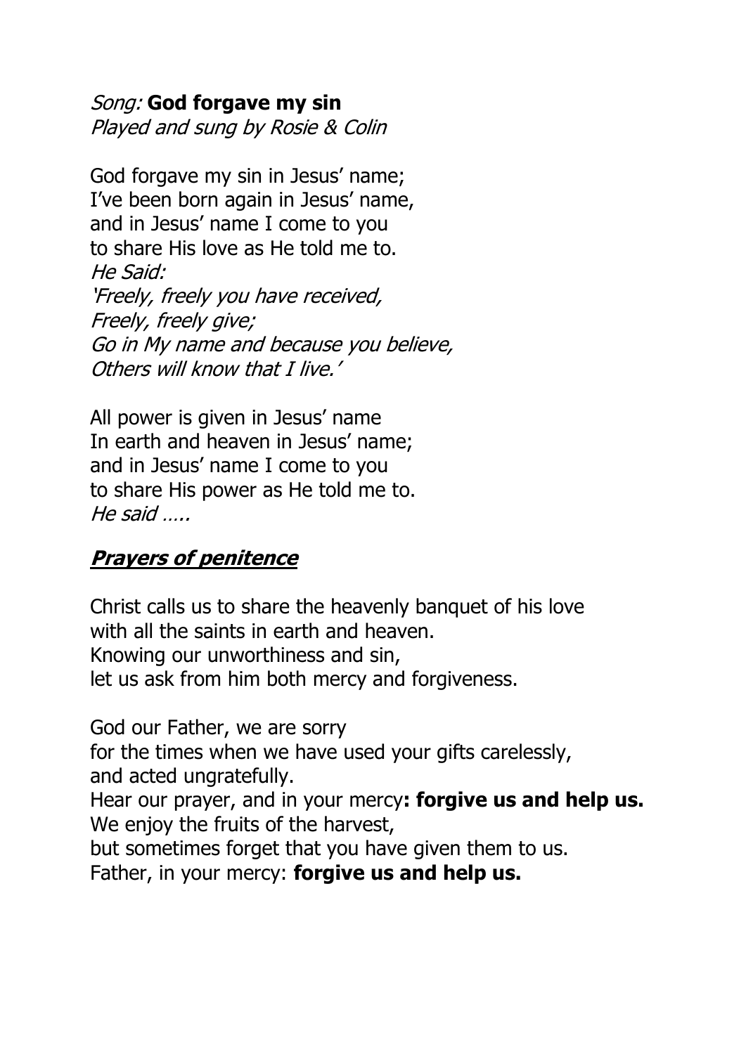*Song:* **God forgave my sin**
*Played and sung by Rosie & Colin*

God forgave my sin in Jesus' name;
I've been born again in Jesus' name,
and in Jesus' name I come to you
to share His love as He told me to.
*He Said:*
*'Freely, freely you have received,*
*Freely, freely give;*
*Go in My name and because you believe,*
*Others will know that I live.'*

All power is given in Jesus' name
In earth and heaven in Jesus' name;
and in Jesus' name I come to you
to share His power as He told me to.
*He said …..*

## ***Prayers of penitence***

Christ calls us to share the heavenly banquet of his love
with all the saints in earth and heaven.
Knowing our unworthiness and sin,
let us ask from him both mercy and forgiveness.

God our Father, we are sorry
for the times when we have used your gifts carelessly,
and acted ungratefully.
Hear our prayer, and in your mercy**: forgive us and help us.**
We enjoy the fruits of the harvest,
but sometimes forget that you have given them to us.
Father, in your mercy: **forgive us and help us.**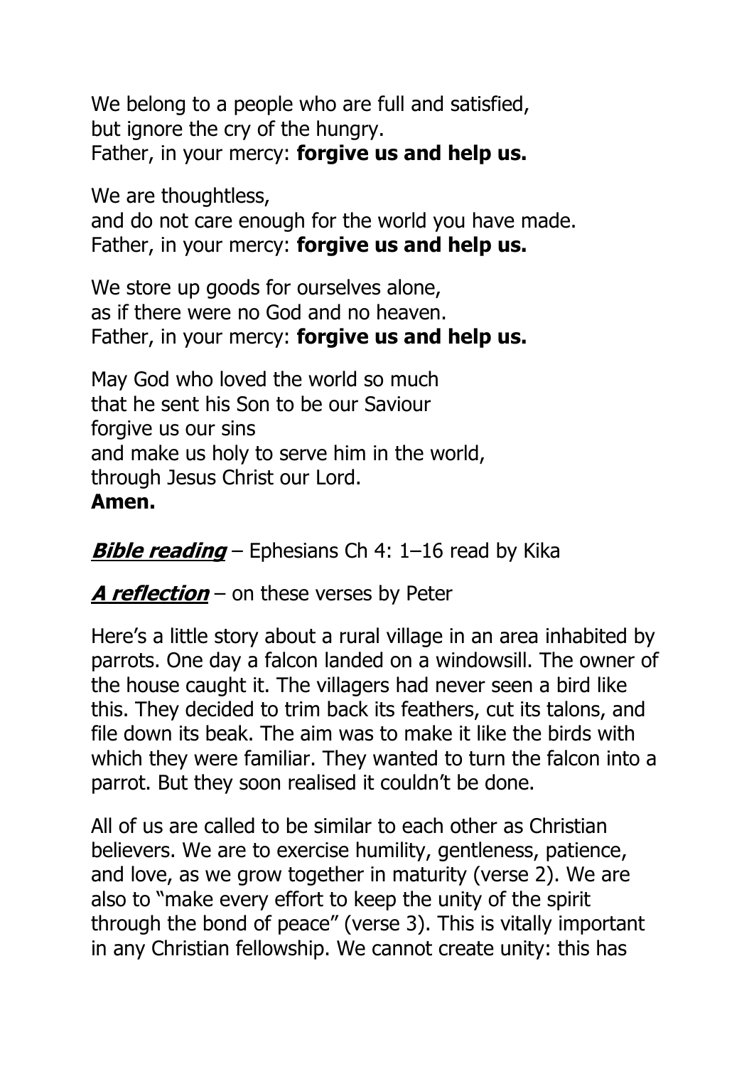We belong to a people who are full and satisfied,
but ignore the cry of the hungry.
Father, in your mercy: **forgive us and help us.**

We are thoughtless,
and do not care enough for the world you have made.
Father, in your mercy: **forgive us and help us.**

We store up goods for ourselves alone,
as if there were no God and no heaven.
Father, in your mercy: **forgive us and help us.**

May God who loved the world so much
that he sent his Son to be our Saviour
forgive us our sins
and make us holy to serve him in the world,
through Jesus Christ our Lord.
**Amen.**

***Bible reading*** – Ephesians Ch 4: 1–16 read by Kika

***A reflection*** – on these verses by Peter

Here's a little story about a rural village in an area inhabited by parrots. One day a falcon landed on a windowsill. The owner of the house caught it. The villagers had never seen a bird like this. They decided to trim back its feathers, cut its talons, and file down its beak. The aim was to make it like the birds with which they were familiar. They wanted to turn the falcon into a parrot. But they soon realised it couldn't be done.

All of us are called to be similar to each other as Christian believers. We are to exercise humility, gentleness, patience, and love, as we grow together in maturity (verse 2). We are also to "make every effort to keep the unity of the spirit through the bond of peace" (verse 3). This is vitally important in any Christian fellowship. We cannot create unity: this has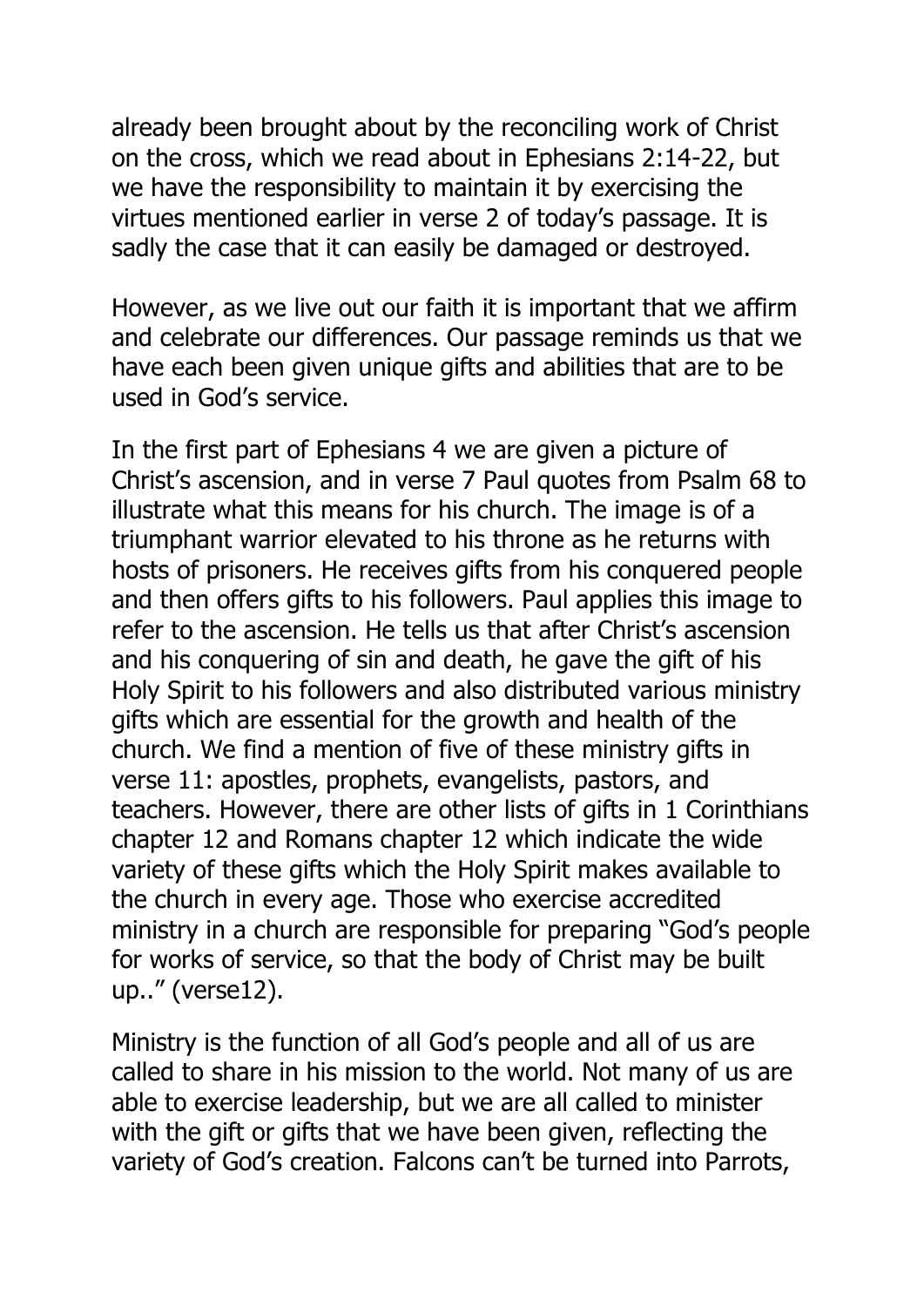already been brought about by the reconciling work of Christ on the cross, which we read about in Ephesians 2:14-22, but we have the responsibility to maintain it by exercising the virtues mentioned earlier in verse 2 of today's passage. It is sadly the case that it can easily be damaged or destroyed.

However, as we live out our faith it is important that we affirm and celebrate our differences. Our passage reminds us that we have each been given unique gifts and abilities that are to be used in God's service.

In the first part of Ephesians 4 we are given a picture of Christ's ascension, and in verse 7 Paul quotes from Psalm 68 to illustrate what this means for his church. The image is of a triumphant warrior elevated to his throne as he returns with hosts of prisoners. He receives gifts from his conquered people and then offers gifts to his followers. Paul applies this image to refer to the ascension. He tells us that after Christ's ascension and his conquering of sin and death, he gave the gift of his Holy Spirit to his followers and also distributed various ministry gifts which are essential for the growth and health of the church. We find a mention of five of these ministry gifts in verse 11: apostles, prophets, evangelists, pastors, and teachers. However, there are other lists of gifts in 1 Corinthians chapter 12 and Romans chapter 12 which indicate the wide variety of these gifts which the Holy Spirit makes available to the church in every age. Those who exercise accredited ministry in a church are responsible for preparing "God's people for works of service, so that the body of Christ may be built up.." (verse12).

Ministry is the function of all God's people and all of us are called to share in his mission to the world. Not many of us are able to exercise leadership, but we are all called to minister with the gift or gifts that we have been given, reflecting the variety of God's creation. Falcons can't be turned into Parrots,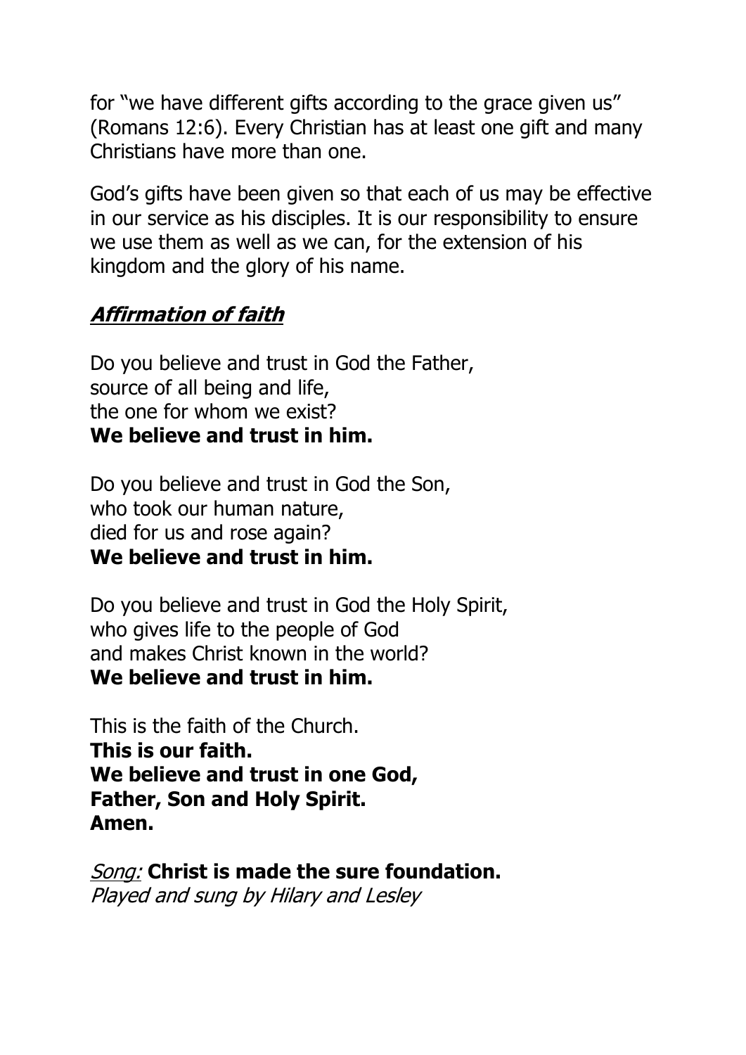for "we have different gifts according to the grace given us" (Romans 12:6). Every Christian has at least one gift and many Christians have more than one.

God's gifts have been given so that each of us may be effective in our service as his disciples. It is our responsibility to ensure we use them as well as we can, for the extension of his kingdom and the glory of his name.

## ***Affirmation of faith***

Do you believe and trust in God the Father,
source of all being and life,
the one for whom we exist?
**We believe and trust in him.**

Do you believe and trust in God the Son,
who took our human nature,
died for us and rose again?
**We believe and trust in him.**

Do you believe and trust in God the Holy Spirit,
who gives life to the people of God
and makes Christ known in the world?
**We believe and trust in him.**

This is the faith of the Church.
**This is our faith.**
**We believe and trust in one God,**
**Father, Son and Holy Spirit.**
**Amen.**

*Song:* **Christ is made the sure foundation.**
*Played and sung by Hilary and Lesley*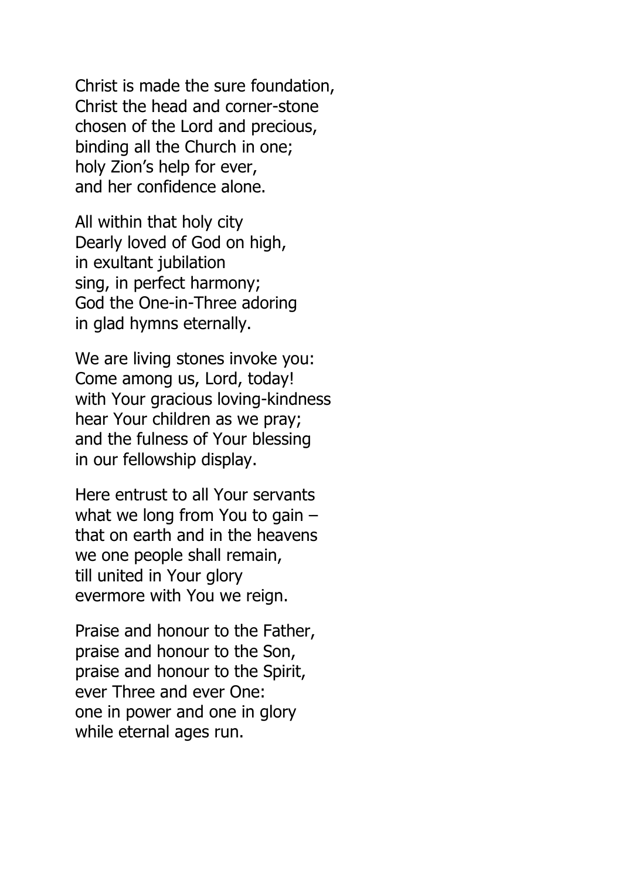Christ is made the sure foundation,
Christ the head and corner-stone
chosen of the Lord and precious,
binding all the Church in one;
holy Zion's help for ever,
and her confidence alone.

All within that holy city
Dearly loved of God on high,
in exultant jubilation
sing, in perfect harmony;
God the One-in-Three adoring
in glad hymns eternally.

We are living stones invoke you:
Come among us, Lord, today!
with Your gracious loving-kindness
hear Your children as we pray;
and the fulness of Your blessing
in our fellowship display.

Here entrust to all Your servants
what we long from You to gain –
that on earth and in the heavens
we one people shall remain,
till united in Your glory
evermore with You we reign.

Praise and honour to the Father,
praise and honour to the Son,
praise and honour to the Spirit,
ever Three and ever One:
one in power and one in glory
while eternal ages run.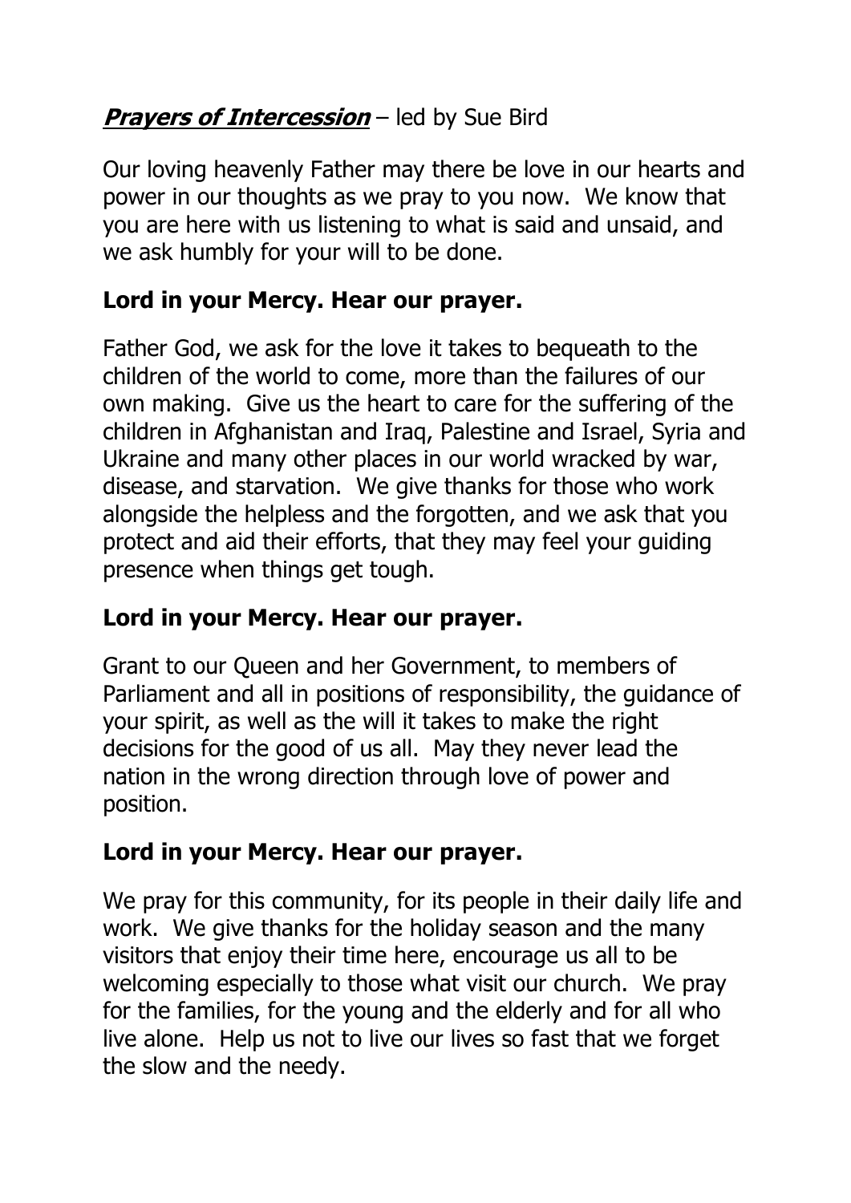***Prayers of Intercession*** – led by Sue Bird

Our loving heavenly Father may there be love in our hearts and power in our thoughts as we pray to you now. We know that you are here with us listening to what is said and unsaid, and we ask humbly for your will to be done.

**Lord in your Mercy. Hear our prayer.**

Father God, we ask for the love it takes to bequeath to the children of the world to come, more than the failures of our own making. Give us the heart to care for the suffering of the children in Afghanistan and Iraq, Palestine and Israel, Syria and Ukraine and many other places in our world wracked by war, disease, and starvation. We give thanks for those who work alongside the helpless and the forgotten, and we ask that you protect and aid their efforts, that they may feel your guiding presence when things get tough.

**Lord in your Mercy. Hear our prayer.**

Grant to our Queen and her Government, to members of Parliament and all in positions of responsibility, the guidance of your spirit, as well as the will it takes to make the right decisions for the good of us all. May they never lead the nation in the wrong direction through love of power and position.

**Lord in your Mercy. Hear our prayer.**

We pray for this community, for its people in their daily life and work. We give thanks for the holiday season and the many visitors that enjoy their time here, encourage us all to be welcoming especially to those what visit our church. We pray for the families, for the young and the elderly and for all who live alone. Help us not to live our lives so fast that we forget the slow and the needy.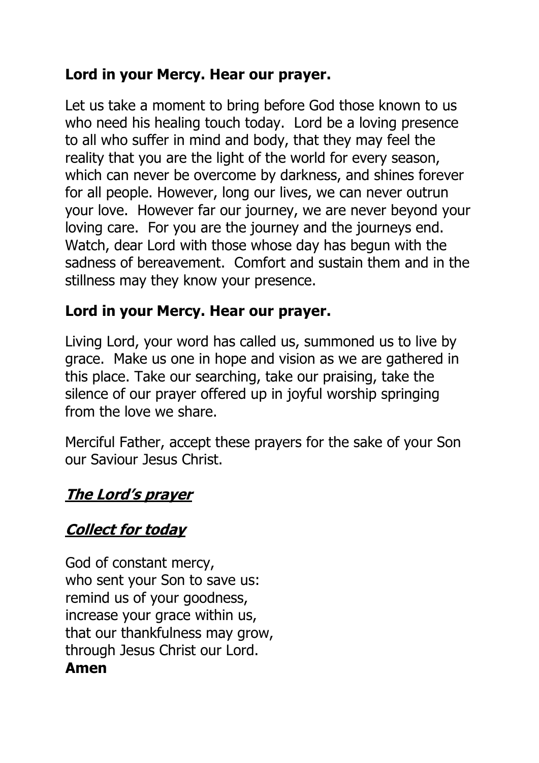**Lord in your Mercy. Hear our prayer.**

Let us take a moment to bring before God those known to us who need his healing touch today. Lord be a loving presence to all who suffer in mind and body, that they may feel the reality that you are the light of the world for every season, which can never be overcome by darkness, and shines forever for all people. However, long our lives, we can never outrun your love. However far our journey, we are never beyond your loving care. For you are the journey and the journeys end. Watch, dear Lord with those whose day has begun with the sadness of bereavement. Comfort and sustain them and in the stillness may they know your presence.

**Lord in your Mercy. Hear our prayer.**

Living Lord, your word has called us, summoned us to live by grace. Make us one in hope and vision as we are gathered in this place. Take our searching, take our praising, take the silence of our prayer offered up in joyful worship springing from the love we share.

Merciful Father, accept these prayers for the sake of your Son our Saviour Jesus Christ.

## ***The Lord's prayer***

## ***Collect for today***

God of constant mercy,
who sent your Son to save us:
remind us of your goodness,
increase your grace within us,
that our thankfulness may grow,
through Jesus Christ our Lord.
**Amen**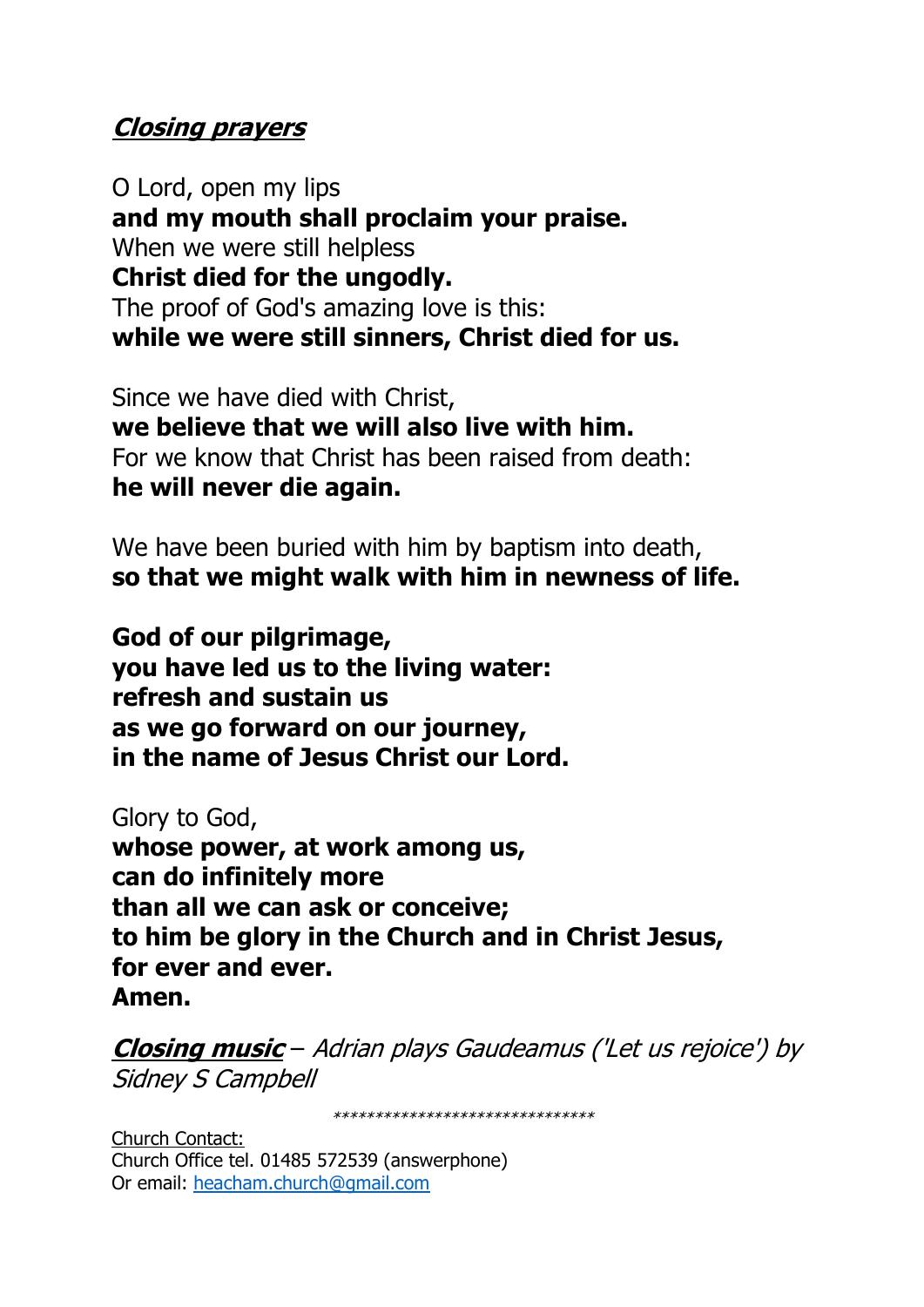## ***Closing prayers***

O Lord, open my lips
**and my mouth shall proclaim your praise.**
When we were still helpless
**Christ died for the ungodly.**
The proof of God's amazing love is this:
**while we were still sinners, Christ died for us.**

Since we have died with Christ,
**we believe that we will also live with him.**
For we know that Christ has been raised from death:
**he will never die again.**

We have been buried with him by baptism into death,
**so that we might walk with him in newness of life.**

**God of our pilgrimage,**
**you have led us to the living water:**
**refresh and sustain us**
**as we go forward on our journey,**
**in the name of Jesus Christ our Lord.**

Glory to God,
**whose power, at work among us,**
**can do infinitely more**
**than all we can ask or conceive;**
**to him be glory in the Church and in Christ Jesus,**
**for ever and ever.**
**Amen.**

***Closing music*** – *Adrian plays Gaudeamus ('Let us rejoice') by Sidney S Campbell*

*******************************

Church Contact:
Church Office tel. 01485 572539 (answerphone)
Or email: heacham.church@gmail.com